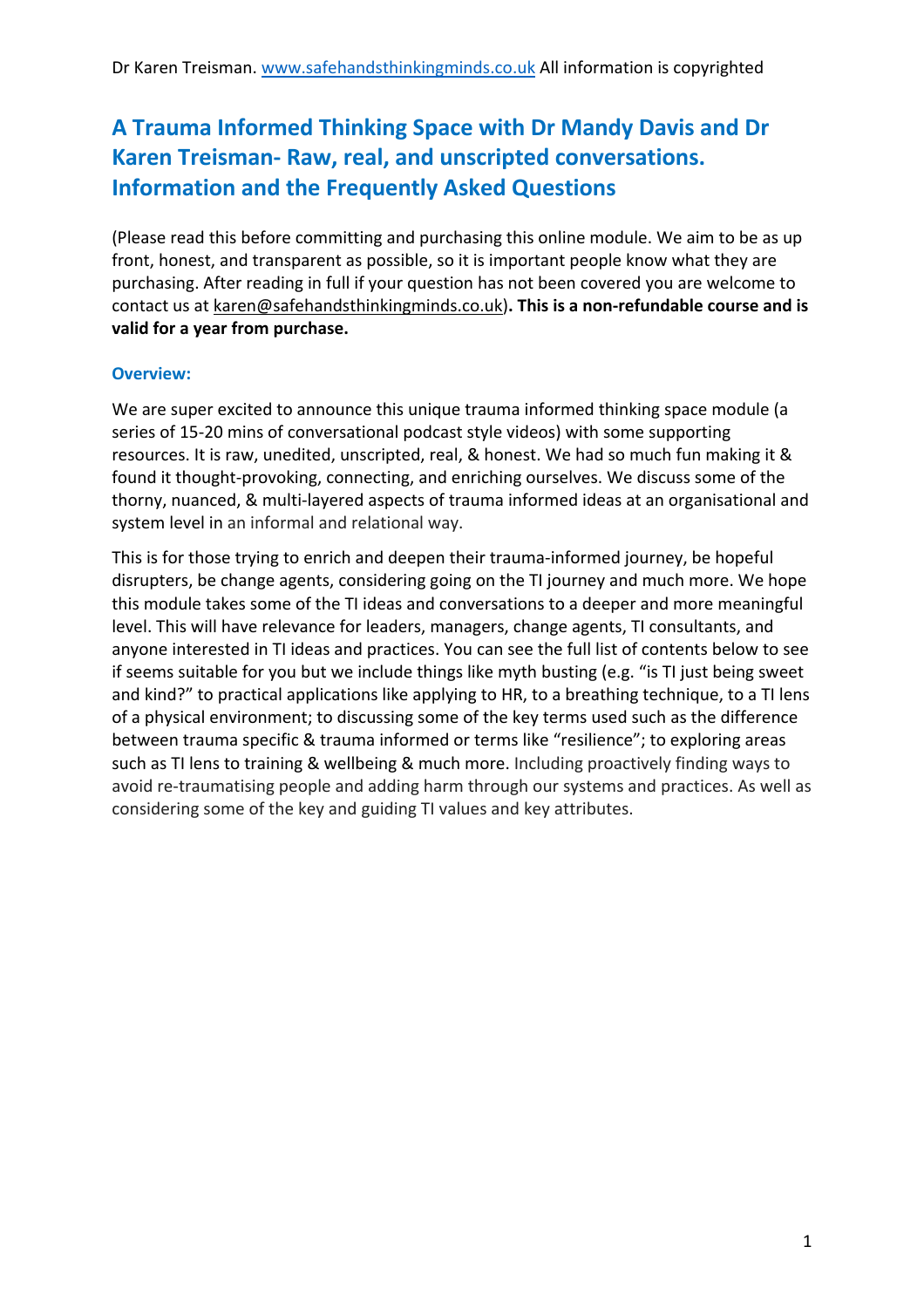# A Trauma Informed Thinking Space with Dr Mandy Davis and Dr Karen Treisman- Raw, real, and unscripted conversations. Information and the Frequently Asked Questions

(Please read this before committing and purchasing this online module. We aim to be as up front, honest, and transparent as possible, so it is important people know what they are purchasing. After reading in full if your question has not been covered you are welcome to contact us at karen@safehandsthinkingminds.co.uk)**. This is a non-refundable course and is valid for a year from purchase.**

## Overview:

We are super excited to announce this unique trauma informed thinking space module (a series of 15-20 mins of conversational podcast style videos) with some supporting resources. It is raw, unedited, unscripted, real, & honest. We had so much fun making it & found it thought-provoking, connecting, and enriching ourselves. We discuss some of the thorny, nuanced, & multi-layered aspects of trauma informed ideas at an organisational and system level in an informal and relational way.

This is for those trying to enrich and deepen their trauma-informed journey, be hopeful disrupters, be change agents, considering going on the TI journey and much more. We hope this module takes some of the TI ideas and conversations to a deeper and more meaningful level. This will have relevance for leaders, managers, change agents, TI consultants, and anyone interested in TI ideas and practices. You can see the full list of contents below to see if seems suitable for you but we include things like myth busting (e.g. "is TI just being sweet and kind?" to practical applications like applying to HR, to a breathing technique, to a TI lens of a physical environment; to discussing some of the key terms used such as the difference between trauma specific & trauma informed or terms like "resilience"; to exploring areas such as TI lens to training & wellbeing & much more. Including proactively finding ways to avoid re-traumatising people and adding harm through our systems and practices. As well as considering some of the key and guiding TI values and key attributes.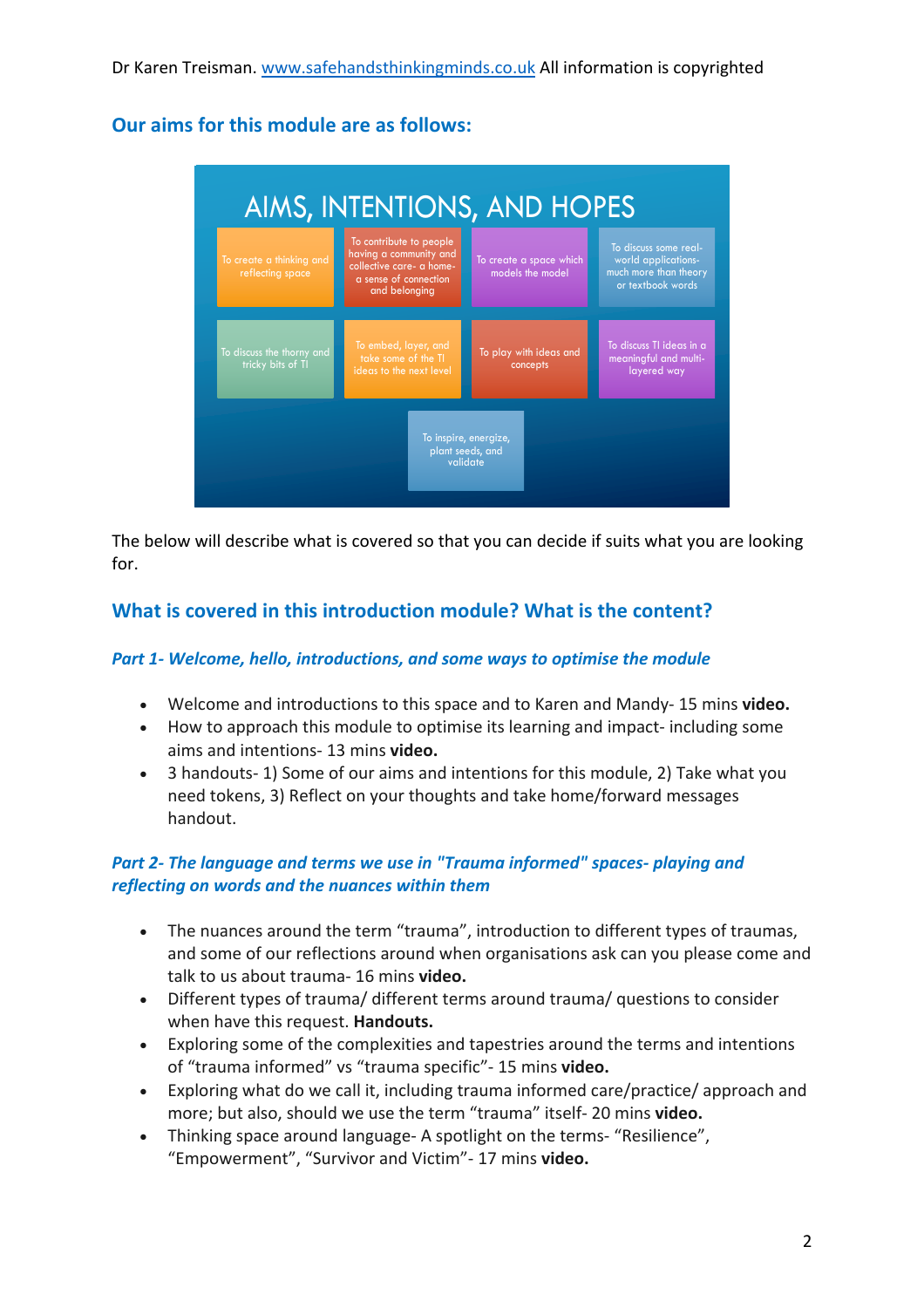## Our aims for this module are as follows:

AIMS, INTENTIONS, AND HOPES

- To create a thinking and reflecting space
- To contribute to people having a community and collective care- a home- a sense of connection and belonging
- To create a space which models the model
- To discuss some real-world applications- much more than theory or textbook words
- To discuss the thorny and tricky bits of TI
- To embed, layer, and take some of the TI ideas to the next level
- To play with ideas and concepts
- To discuss TI ideas in a meaningful and multi-layered way
- To inspire, energize, plant seeds, and validate

The below will describe what is covered so that you can decide if suits what you are looking for.

## What is covered in this introduction module? What is the content?

### *Part 1- Welcome, hello, introductions, and some ways to optimise the module*

- Welcome and introductions to this space and to Karen and Mandy- 15 mins **video.**
- How to approach this module to optimise its learning and impact- including some aims and intentions- 13 mins **video.**
- 3 handouts- 1) Some of our aims and intentions for this module, 2) Take what you need tokens, 3) Reflect on your thoughts and take home/forward messages handout.

### *Part 2- The language and terms we use in "Trauma informed" spaces- playing and reflecting on words and the nuances within them*

- The nuances around the term "trauma", introduction to different types of traumas, and some of our reflections around when organisations ask can you please come and talk to us about trauma- 16 mins **video.**
- Different types of trauma/ different terms around trauma/ questions to consider when have this request. **Handouts.**
- Exploring some of the complexities and tapestries around the terms and intentions of "trauma informed" vs "trauma specific"- 15 mins **video.**
- Exploring what do we call it, including trauma informed care/practice/ approach and more; but also, should we use the term "trauma" itself- 20 mins **video.**
- Thinking space around language- A spotlight on the terms- "Resilience", "Empowerment", "Survivor and Victim"- 17 mins **video.**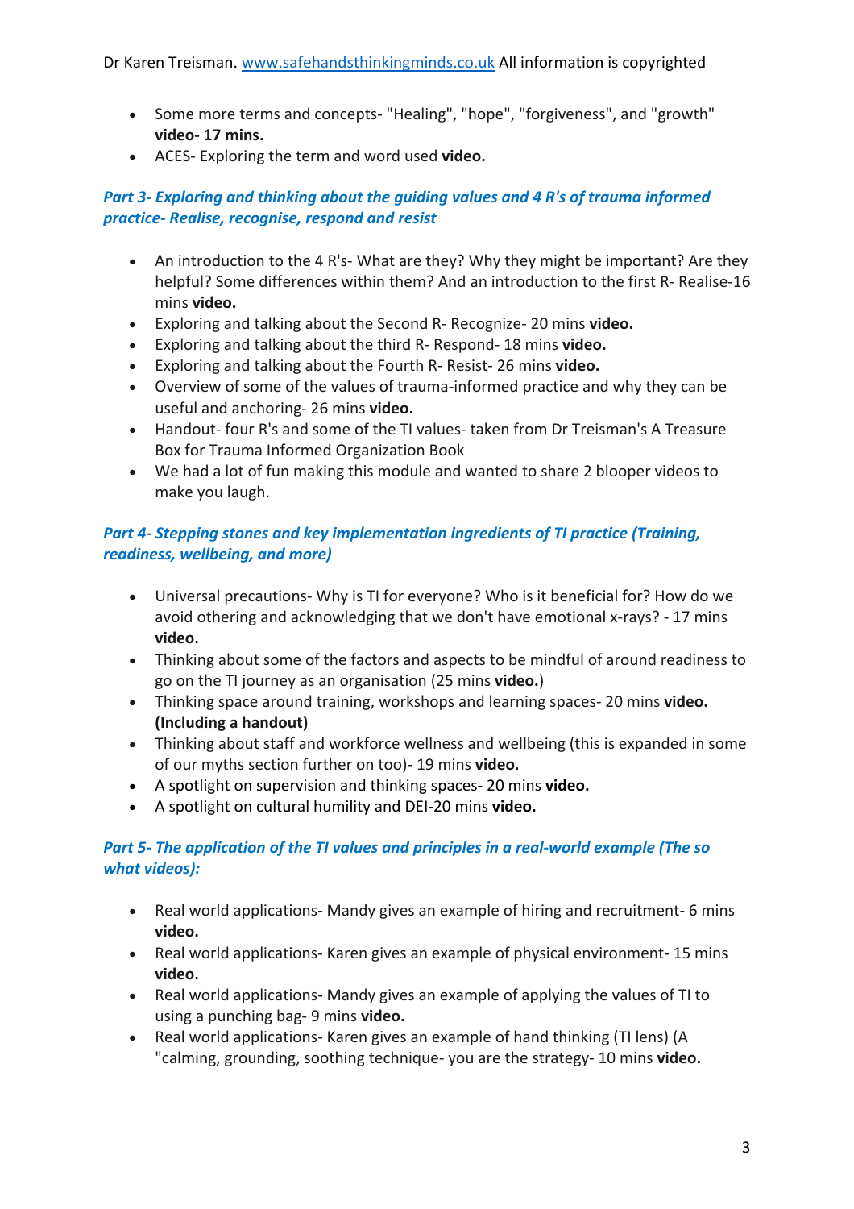- Some more terms and concepts- "Healing", "hope", "forgiveness", and "growth" **video- 17 mins.**
- ACES- Exploring the term and word used **video.**

### *Part 3- Exploring and thinking about the guiding values and 4 R's of trauma informed practice- Realise, recognise, respond and resist*

- An introduction to the 4 R's- What are they? Why they might be important? Are they helpful? Some differences within them? And an introduction to the first R- Realise-16 mins **video.**
- Exploring and talking about the Second R- Recognize- 20 mins **video.**
- Exploring and talking about the third R- Respond- 18 mins **video.**
- Exploring and talking about the Fourth R- Resist- 26 mins **video.**
- Overview of some of the values of trauma-informed practice and why they can be useful and anchoring- 26 mins **video.**
- Handout- four R's and some of the TI values- taken from Dr Treisman's A Treasure Box for Trauma Informed Organization Book
- We had a lot of fun making this module and wanted to share 2 blooper videos to make you laugh.

### *Part 4- Stepping stones and key implementation ingredients of TI practice (Training, readiness, wellbeing, and more)*

- Universal precautions- Why is TI for everyone? Who is it beneficial for? How do we avoid othering and acknowledging that we don't have emotional x-rays? - 17 mins **video.**
- Thinking about some of the factors and aspects to be mindful of around readiness to go on the TI journey as an organisation (25 mins **video.**)
- Thinking space around training, workshops and learning spaces- 20 mins **video. (Including a handout)**
- Thinking about staff and workforce wellness and wellbeing (this is expanded in some of our myths section further on too)- 19 mins **video.**
- A spotlight on supervision and thinking spaces- 20 mins **video.**
- A spotlight on cultural humility and DEI-20 mins **video.**

### *Part 5- The application of the TI values and principles in a real-world example (The so what videos):*

- Real world applications- Mandy gives an example of hiring and recruitment- 6 mins **video.**
- Real world applications- Karen gives an example of physical environment- 15 mins **video.**
- Real world applications- Mandy gives an example of applying the values of TI to using a punching bag- 9 mins **video.**
- Real world applications- Karen gives an example of hand thinking (TI lens) (A "calming, grounding, soothing technique- you are the strategy- 10 mins **video.**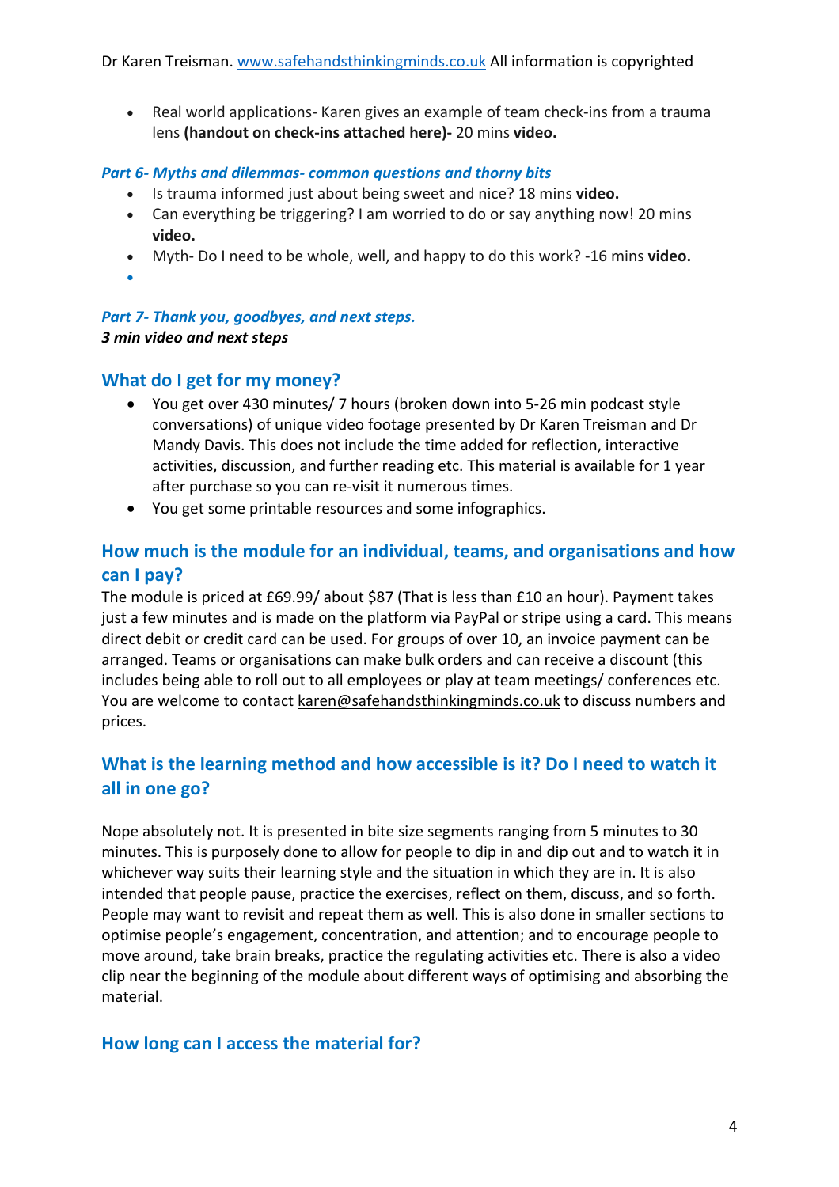- Real world applications- Karen gives an example of team check-ins from a trauma lens **(handout on check-ins attached here)-** 20 mins **video.**

### *Part 6- Myths and dilemmas- common questions and thorny bits*

- Is trauma informed just about being sweet and nice? 18 mins **video.**
- Can everything be triggering? I am worried to do or say anything now! 20 mins **video.**
- Myth- Do I need to be whole, well, and happy to do this work? -16 mins **video.**

### *Part 7- Thank you, goodbyes, and next steps.*

***3 min video and next steps***

## What do I get for my money?

- You get over 430 minutes/ 7 hours (broken down into 5-26 min podcast style conversations) of unique video footage presented by Dr Karen Treisman and Dr Mandy Davis. This does not include the time added for reflection, interactive activities, discussion, and further reading etc. This material is available for 1 year after purchase so you can re-visit it numerous times.
- You get some printable resources and some infographics.

## How much is the module for an individual, teams, and organisations and how can I pay?

The module is priced at £69.99/ about $87 (That is less than £10 an hour). Payment takes just a few minutes and is made on the platform via PayPal or stripe using a card. This means direct debit or credit card can be used. For groups of over 10, an invoice payment can be arranged. Teams or organisations can make bulk orders and can receive a discount (this includes being able to roll out to all employees or play at team meetings/ conferences etc. You are welcome to contact karen@safehandsthinkingminds.co.uk to discuss numbers and prices.

## What is the learning method and how accessible is it? Do I need to watch it all in one go?

Nope absolutely not. It is presented in bite size segments ranging from 5 minutes to 30 minutes. This is purposely done to allow for people to dip in and dip out and to watch it in whichever way suits their learning style and the situation in which they are in. It is also intended that people pause, practice the exercises, reflect on them, discuss, and so forth. People may want to revisit and repeat them as well. This is also done in smaller sections to optimise people's engagement, concentration, and attention; and to encourage people to move around, take brain breaks, practice the regulating activities etc. There is also a video clip near the beginning of the module about different ways of optimising and absorbing the material.

## How long can I access the material for?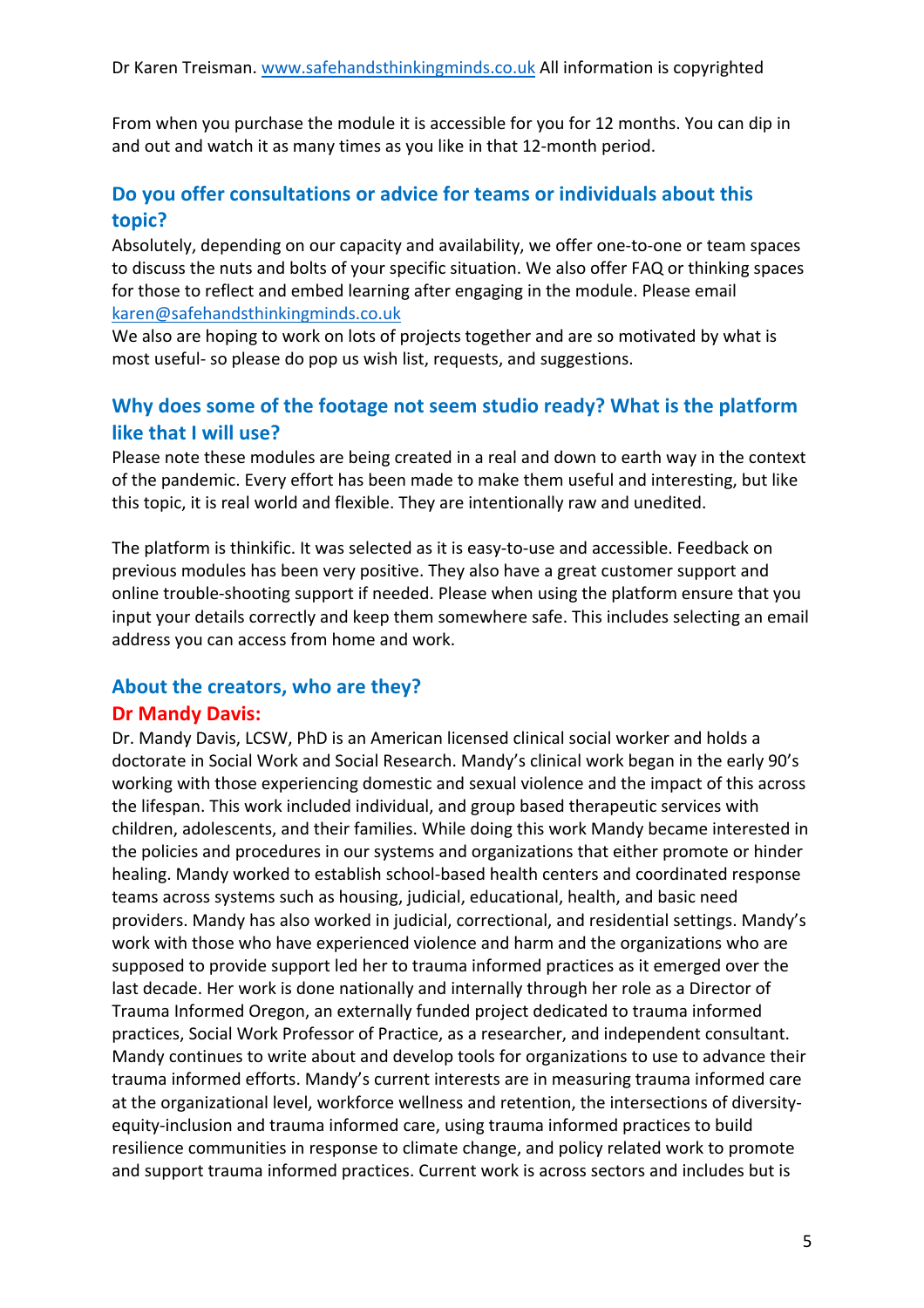From when you purchase the module it is accessible for you for 12 months. You can dip in and out and watch it as many times as you like in that 12-month period.

## Do you offer consultations or advice for teams or individuals about this topic?

Absolutely, depending on our capacity and availability, we offer one-to-one or team spaces to discuss the nuts and bolts of your specific situation. We also offer FAQ or thinking spaces for those to reflect and embed learning after engaging in the module. Please email karen@safehandsthinkingminds.co.uk
We also are hoping to work on lots of projects together and are so motivated by what is most useful- so please do pop us wish list, requests, and suggestions.

## Why does some of the footage not seem studio ready? What is the platform like that I will use?

Please note these modules are being created in a real and down to earth way in the context of the pandemic. Every effort has been made to make them useful and interesting, but like this topic, it is real world and flexible. They are intentionally raw and unedited.

The platform is thinkific. It was selected as it is easy-to-use and accessible. Feedback on previous modules has been very positive. They also have a great customer support and online trouble-shooting support if needed. Please when using the platform ensure that you input your details correctly and keep them somewhere safe. This includes selecting an email address you can access from home and work.

## About the creators, who are they?

### Dr Mandy Davis:

Dr. Mandy Davis, LCSW, PhD is an American licensed clinical social worker and holds a doctorate in Social Work and Social Research. Mandy's clinical work began in the early 90's working with those experiencing domestic and sexual violence and the impact of this across the lifespan. This work included individual, and group based therapeutic services with children, adolescents, and their families. While doing this work Mandy became interested in the policies and procedures in our systems and organizations that either promote or hinder healing. Mandy worked to establish school-based health centers and coordinated response teams across systems such as housing, judicial, educational, health, and basic need providers. Mandy has also worked in judicial, correctional, and residential settings. Mandy's work with those who have experienced violence and harm and the organizations who are supposed to provide support led her to trauma informed practices as it emerged over the last decade. Her work is done nationally and internally through her role as a Director of Trauma Informed Oregon, an externally funded project dedicated to trauma informed practices, Social Work Professor of Practice, as a researcher, and independent consultant. Mandy continues to write about and develop tools for organizations to use to advance their trauma informed efforts. Mandy's current interests are in measuring trauma informed care at the organizational level, workforce wellness and retention, the intersections of diversity-equity-inclusion and trauma informed care, using trauma informed practices to build resilience communities in response to climate change, and policy related work to promote and support trauma informed practices. Current work is across sectors and includes but is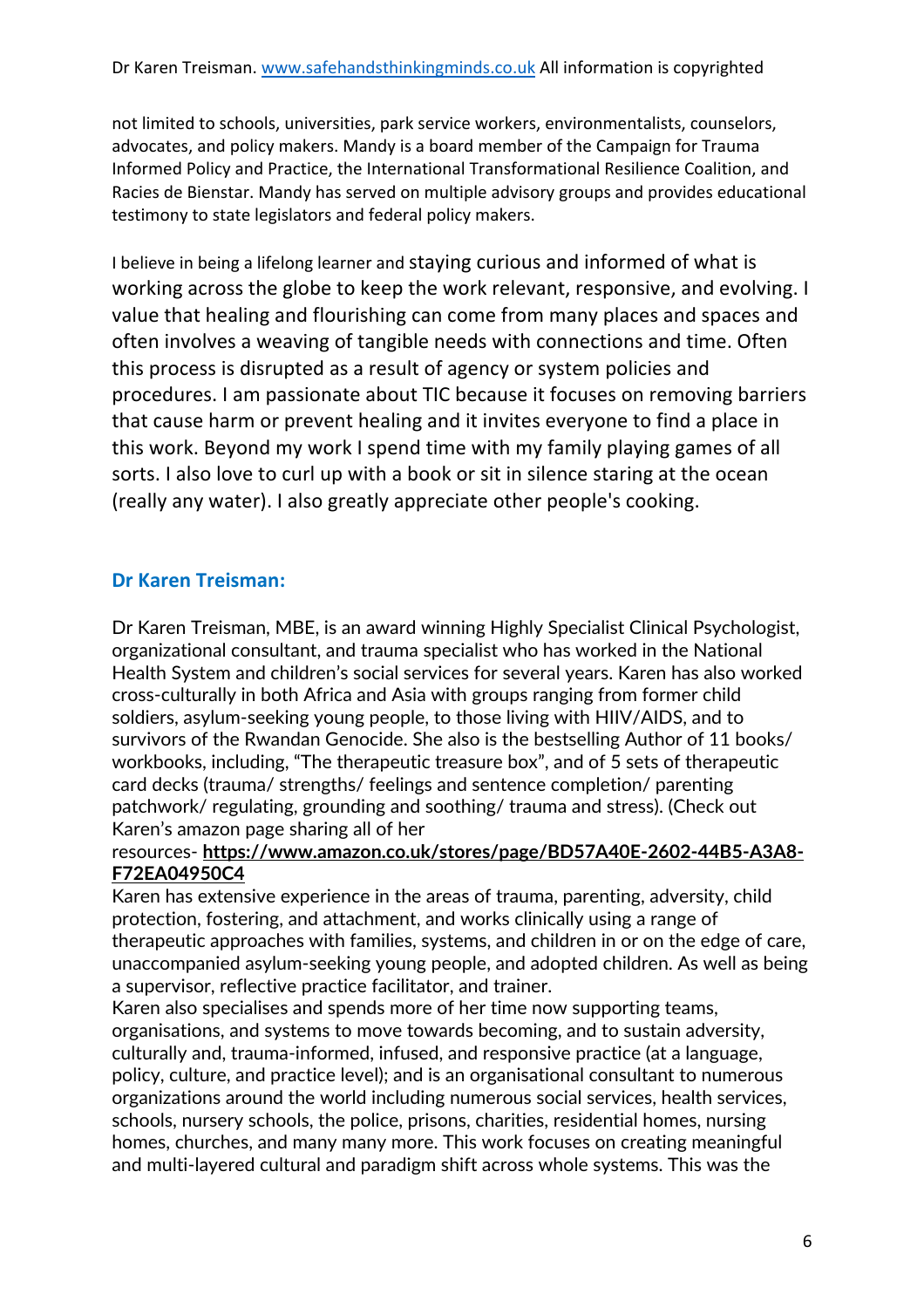not limited to schools, universities, park service workers, environmentalists, counselors, advocates, and policy makers. Mandy is a board member of the Campaign for Trauma Informed Policy and Practice, the International Transformational Resilience Coalition, and Racies de Bienstar. Mandy has served on multiple advisory groups and provides educational testimony to state legislators and federal policy makers.

I believe in being a lifelong learner and staying curious and informed of what is working across the globe to keep the work relevant, responsive, and evolving. I value that healing and flourishing can come from many places and spaces and often involves a weaving of tangible needs with connections and time. Often this process is disrupted as a result of agency or system policies and procedures. I am passionate about TIC because it focuses on removing barriers that cause harm or prevent healing and it invites everyone to find a place in this work. Beyond my work I spend time with my family playing games of all sorts. I also love to curl up with a book or sit in silence staring at the ocean (really any water). I also greatly appreciate other people's cooking.

## Dr Karen Treisman:

Dr Karen Treisman, MBE, is an award winning Highly Specialist Clinical Psychologist, organizational consultant, and trauma specialist who has worked in the National Health System and children's social services for several years. Karen has also worked cross-culturally in both Africa and Asia with groups ranging from former child soldiers, asylum-seeking young people, to those living with HIIV/AIDS, and to survivors of the Rwandan Genocide. She also is the bestselling Author of 11 books/ workbooks, including, "The therapeutic treasure box", and of 5 sets of therapeutic card decks (trauma/ strengths/ feelings and sentence completion/ parenting patchwork/ regulating, grounding and soothing/ trauma and stress). (Check out Karen's amazon page sharing all of her resources- **https://www.amazon.co.uk/stores/page/BD57A40E-2602-44B5-A3A8-F72EA04950C4**

Karen has extensive experience in the areas of trauma, parenting, adversity, child protection, fostering, and attachment, and works clinically using a range of therapeutic approaches with families, systems, and children in or on the edge of care, unaccompanied asylum-seeking young people, and adopted children. As well as being a supervisor, reflective practice facilitator, and trainer.

Karen also specialises and spends more of her time now supporting teams, organisations, and systems to move towards becoming, and to sustain adversity, culturally and, trauma-informed, infused, and responsive practice (at a language, policy, culture, and practice level); and is an organisational consultant to numerous organizations around the world including numerous social services, health services, schools, nursery schools, the police, prisons, charities, residential homes, nursing homes, churches, and many many more. This work focuses on creating meaningful and multi-layered cultural and paradigm shift across whole systems. This was the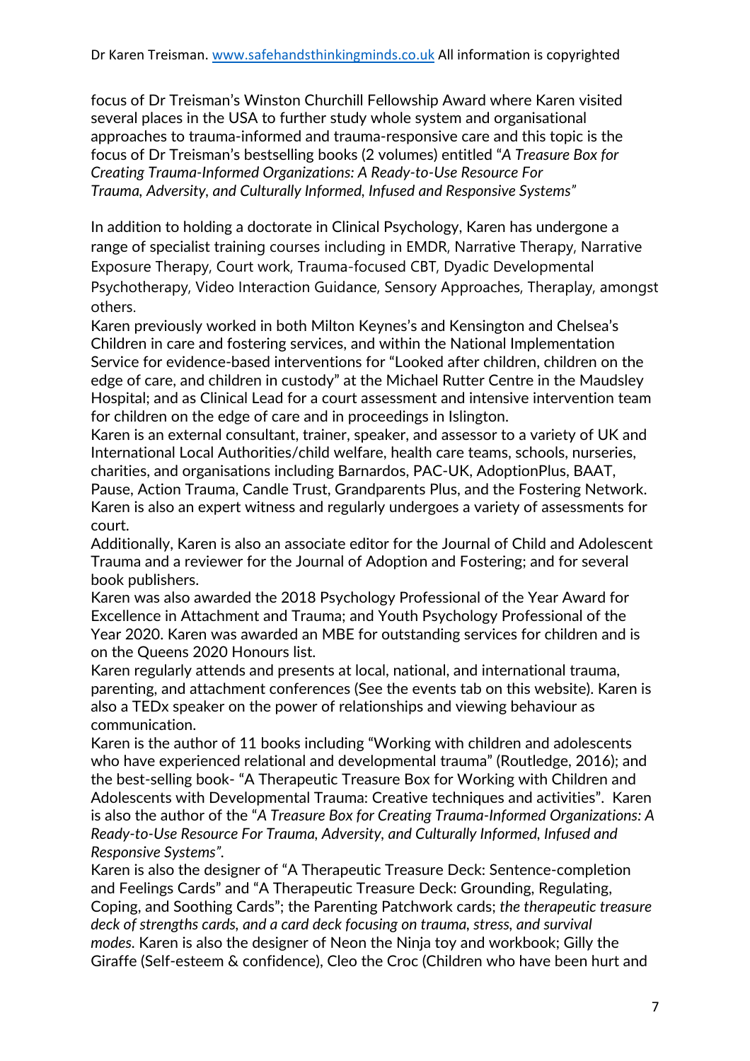focus of Dr Treisman's Winston Churchill Fellowship Award where Karen visited several places in the USA to further study whole system and organisational approaches to trauma-informed and trauma-responsive care and this topic is the focus of Dr Treisman's bestselling books (2 volumes) entitled "*A Treasure Box for Creating Trauma-Informed Organizations: A Ready-to-Use Resource For Trauma, Adversity, and Culturally Informed, Infused and Responsive Systems*"

In addition to holding a doctorate in Clinical Psychology, Karen has undergone a range of specialist training courses including in EMDR, Narrative Therapy, Narrative Exposure Therapy, Court work, Trauma-focused CBT, Dyadic Developmental Psychotherapy, Video Interaction Guidance, Sensory Approaches, Theraplay, amongst others.

Karen previously worked in both Milton Keynes's and Kensington and Chelsea's Children in care and fostering services, and within the National Implementation Service for evidence-based interventions for "Looked after children, children on the edge of care, and children in custody" at the Michael Rutter Centre in the Maudsley Hospital; and as Clinical Lead for a court assessment and intensive intervention team for children on the edge of care and in proceedings in Islington.

Karen is an external consultant, trainer, speaker, and assessor to a variety of UK and International Local Authorities/child welfare, health care teams, schools, nurseries, charities, and organisations including Barnardos, PAC-UK, AdoptionPlus, BAAT, Pause, Action Trauma, Candle Trust, Grandparents Plus, and the Fostering Network. Karen is also an expert witness and regularly undergoes a variety of assessments for court.

Additionally, Karen is also an associate editor for the Journal of Child and Adolescent Trauma and a reviewer for the Journal of Adoption and Fostering; and for several book publishers.

Karen was also awarded the 2018 Psychology Professional of the Year Award for Excellence in Attachment and Trauma; and Youth Psychology Professional of the Year 2020. Karen was awarded an MBE for outstanding services for children and is on the Queens 2020 Honours list.

Karen regularly attends and presents at local, national, and international trauma, parenting, and attachment conferences (See the events tab on this website). Karen is also a TEDx speaker on the power of relationships and viewing behaviour as communication.

Karen is the author of 11 books including "Working with children and adolescents who have experienced relational and developmental trauma" (Routledge, 2016); and the best-selling book- "A Therapeutic Treasure Box for Working with Children and Adolescents with Developmental Trauma: Creative techniques and activities". Karen is also the author of the "*A Treasure Box for Creating Trauma-Informed Organizations: A Ready-to-Use Resource For Trauma, Adversity, and Culturally Informed, Infused and Responsive Systems"*.

Karen is also the designer of "A Therapeutic Treasure Deck: Sentence-completion and Feelings Cards" and "A Therapeutic Treasure Deck: Grounding, Regulating, Coping, and Soothing Cards"; the Parenting Patchwork cards; *the therapeutic treasure deck of strengths cards, and a card deck focusing on trauma, stress, and survival modes.* Karen is also the designer of Neon the Ninja toy and workbook; Gilly the Giraffe (Self-esteem & confidence), Cleo the Croc (Children who have been hurt and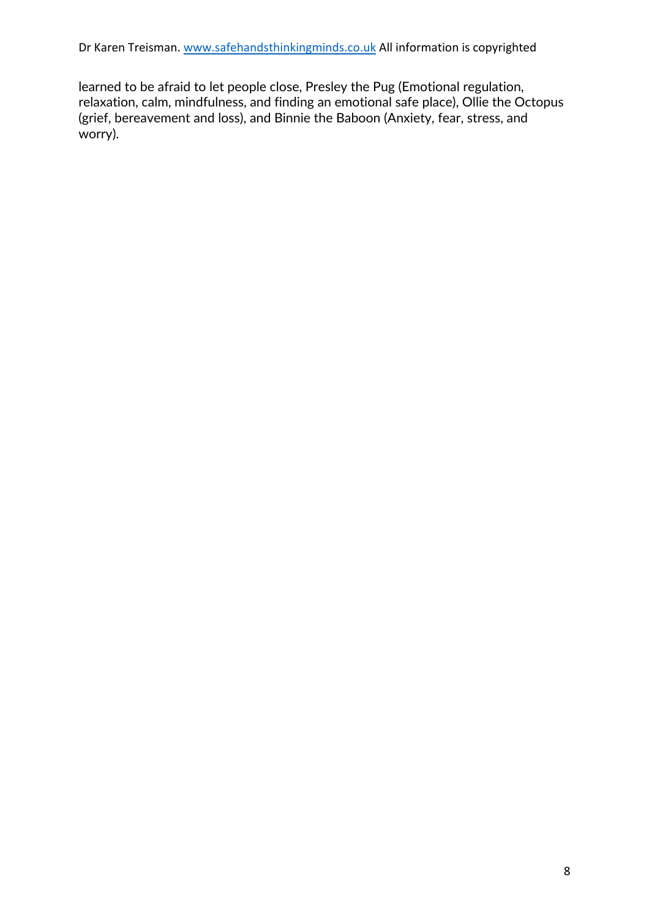learned to be afraid to let people close, Presley the Pug (Emotional regulation, relaxation, calm, mindfulness, and finding an emotional safe place), Ollie the Octopus (grief, bereavement and loss), and Binnie the Baboon (Anxiety, fear, stress, and worry).